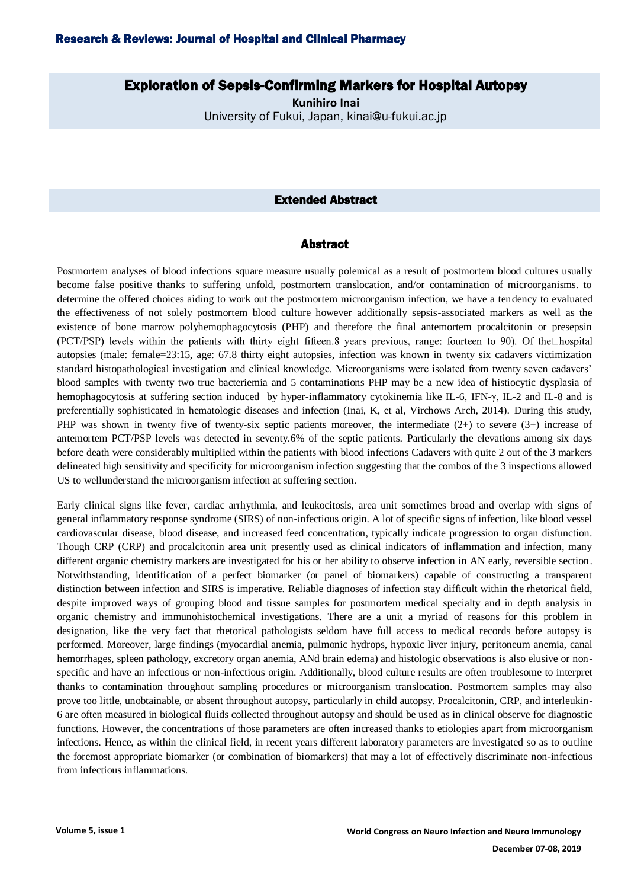# Exploration of Sepsis-Confirming Markers for Hospital Autopsy

**Kunihiro Inai**

University of Fukui, Japan, kinai@u-fukui.ac.jp

## Extended Abstract

## Abstract

Postmortem analyses of blood infections square measure usually polemical as a result of postmortem blood cultures usually become false positive thanks to suffering unfold, postmortem translocation, and/or contamination of microorganisms. to determine the offered choices aiding to work out the postmortem microorganism infection, we have a tendency to evaluated the effectiveness of not solely postmortem blood culture however additionally sepsis-associated markers as well as the existence of bone marrow polyhemophagocytosis (PHP) and therefore the final antemortem procalcitonin or presepsin (PCT/PSP) levels within the patients with thirty eight fifteen.8 years previous, range: fourteen to 90). Of the hospital autopsies (male: female=23:15, age: 67.8 thirty eight autopsies, infection was known in twenty six cadavers victimization standard histopathological investigation and clinical knowledge. Microorganisms were isolated from twenty seven cadavers' blood samples with twenty two true bacteriemia and 5 contaminations PHP may be a new idea of histiocytic dysplasia of hemophagocytosis at suffering section induced by hyper-inflammatory cytokinemia like IL-6, IFN-γ, IL-2 and IL-8 and is preferentially sophisticated in hematologic diseases and infection (Inai, K, et al, Virchows Arch, 2014). During this study, PHP was shown in twenty five of twenty-six septic patients moreover, the intermediate (2+) to severe (3+) increase of antemortem PCT/PSP levels was detected in seventy.6% of the septic patients. Particularly the elevations among six days before death were considerably multiplied within the patients with blood infections Cadavers with quite 2 out of the 3 markers delineated high sensitivity and specificity for microorganism infection suggesting that the combos of the 3 inspections allowed US to wellunderstand the microorganism infection at suffering section.

Early clinical signs like fever, cardiac arrhythmia, and leukocitosis, area unit sometimes broad and overlap with signs of general inflammatory response syndrome (SIRS) of non-infectious origin. A lot of specific signs of infection, like blood vessel cardiovascular disease, blood disease, and increased feed concentration, typically indicate progression to organ disfunction. Though CRP (CRP) and procalcitonin area unit presently used as clinical indicators of inflammation and infection, many different organic chemistry markers are investigated for his or her ability to observe infection in AN early, reversible section. Notwithstanding, identification of a perfect biomarker (or panel of biomarkers) capable of constructing a transparent distinction between infection and SIRS is imperative. Reliable diagnoses of infection stay difficult within the rhetorical field, despite improved ways of grouping blood and tissue samples for postmortem medical specialty and in depth analysis in organic chemistry and immunohistochemical investigations. There are a unit a myriad of reasons for this problem in designation, like the very fact that rhetorical pathologists seldom have full access to medical records before autopsy is performed. Moreover, large findings (myocardial anemia, pulmonic hydrops, hypoxic liver injury, peritoneum anemia, canal hemorrhages, spleen pathology, excretory organ anemia, ANd brain edema) and histologic observations is also elusive or non-specific and have an infectious or non-infectious origin. Additionally, blood culture results are often troublesome to interpret thanks to contamination throughout sampling procedures or microorganism translocation. Postmortem samples may also prove too little, unobtainable, or absent throughout autopsy, particularly in child autopsy. Procalcitonin, CRP, and interleukin-6 are often measured in biological fluids collected throughout autopsy and should be used as in clinical observe for diagnostic functions. However, the concentrations of those parameters are often increased thanks to etiologies apart from microorganism infections. Hence, as within the clinical field, in recent years different laboratory parameters are investigated so as to outline the foremost appropriate biomarker (or combination of biomarkers) that may a lot of effectively discriminate non-infectious from infectious inflammations.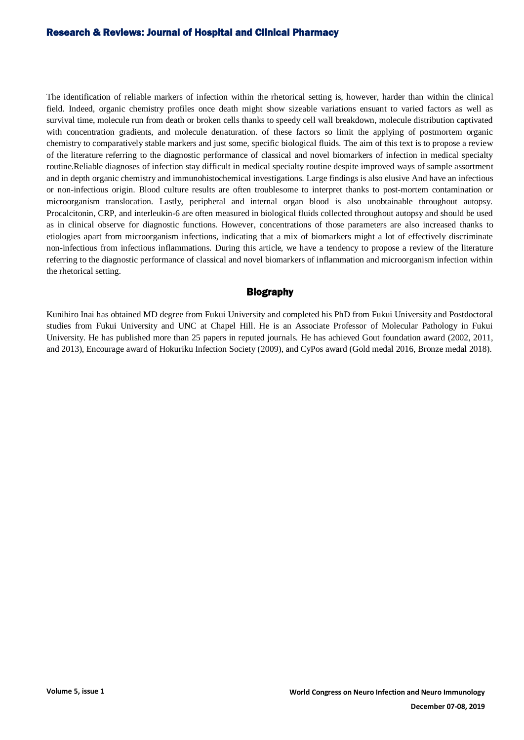The identification of reliable markers of infection within the rhetorical setting is, however, harder than within the clinical field. Indeed, organic chemistry profiles once death might show sizeable variations ensuant to varied factors as well as survival time, molecule run from death or broken cells thanks to speedy cell wall breakdown, molecule distribution captivated with concentration gradients, and molecule denaturation. of these factors so limit the applying of postmortem organic chemistry to comparatively stable markers and just some, specific biological fluids. The aim of this text is to propose a review of the literature referring to the diagnostic performance of classical and novel biomarkers of infection in medical specialty routine.Reliable diagnoses of infection stay difficult in medical specialty routine despite improved ways of sample assortment and in depth organic chemistry and immunohistochemical investigations. Large findings is also elusive And have an infectious or non-infectious origin. Blood culture results are often troublesome to interpret thanks to post-mortem contamination or microorganism translocation. Lastly, peripheral and internal organ blood is also unobtainable throughout autopsy. Procalcitonin, CRP, and interleukin-6 are often measured in biological fluids collected throughout autopsy and should be used as in clinical observe for diagnostic functions. However, concentrations of those parameters are also increased thanks to etiologies apart from microorganism infections, indicating that a mix of biomarkers might a lot of effectively discriminate non-infectious from infectious inflammations. During this article, we have a tendency to propose a review of the literature referring to the diagnostic performance of classical and novel biomarkers of inflammation and microorganism infection within the rhetorical setting.

## Biography

Kunihiro Inai has obtained MD degree from Fukui University and completed his PhD from Fukui University and Postdoctoral studies from Fukui University and UNC at Chapel Hill. He is an Associate Professor of Molecular Pathology in Fukui University. He has published more than 25 papers in reputed journals. He has achieved Gout foundation award (2002, 2011, and 2013), Encourage award of Hokuriku Infection Society (2009), and CyPos award (Gold medal 2016, Bronze medal 2018).